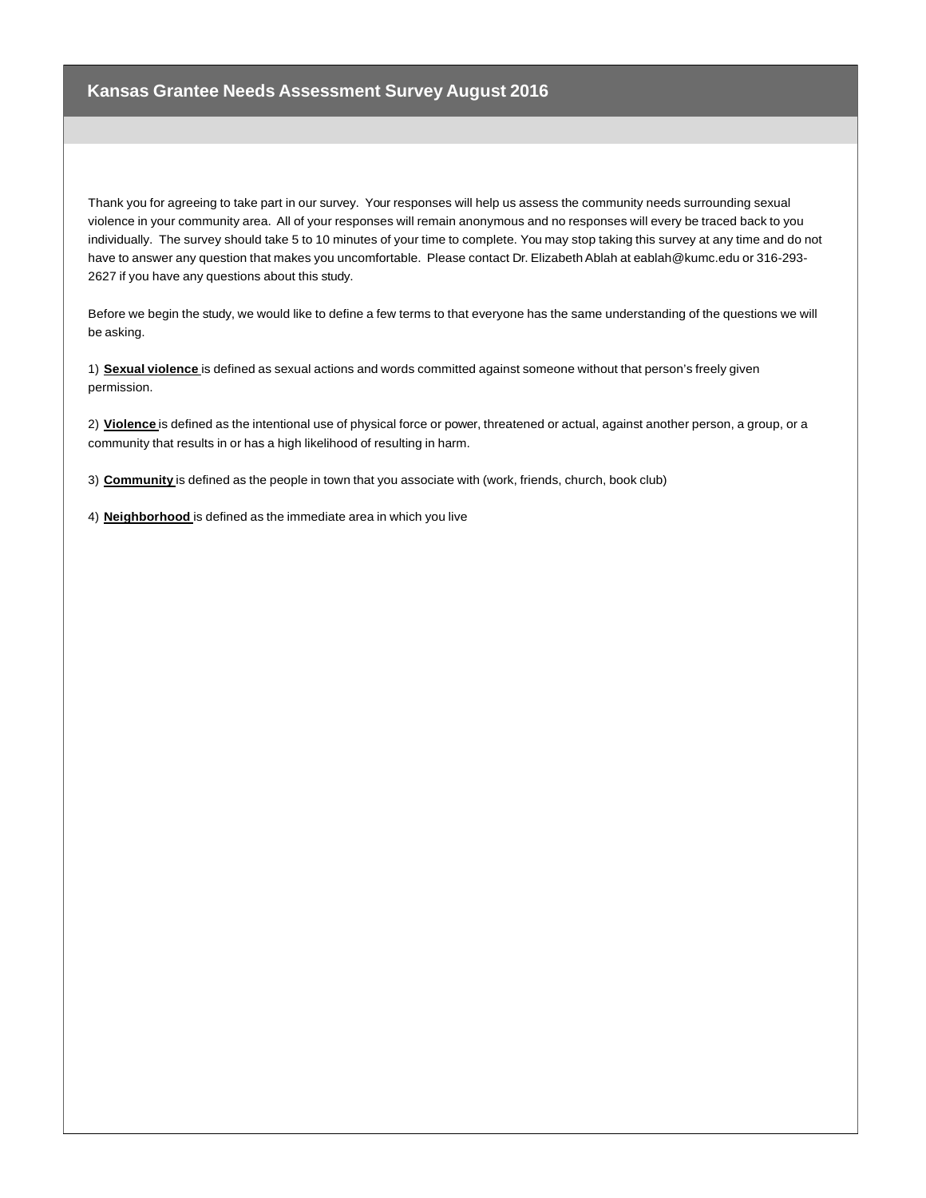# Kansas Grantee Needs Assessment Survey August 2016

Thank you for agreeing to take part in our survey. Your responses will help us assess the community needs surrounding sexual violence in your community area. All of your responses will remain anonymous and no responses will every be traced back to you individually. The survey should take 5 to 10 minutes of your time to complete. You may stop taking this survey at any time and do not have to answer any question that makes you uncomfortable. Please contact Dr. Elizabeth Ablah at eablah@kumc.edu or 316-293-2627 if you have any questions about this study.

Before we begin the study, we would like to define a few terms to that everyone has the same understanding of the questions we will be asking.

1) **Sexual violence** is defined as sexual actions and words committed against someone without that person's freely given permission.

2) **Violence** is defined as the intentional use of physical force or power, threatened or actual, against another person, a group, or a community that results in or has a high likelihood of resulting in harm.

3) **Community** is defined as the people in town that you associate with (work, friends, church, book club)

4) **Neighborhood** is defined as the immediate area in which you live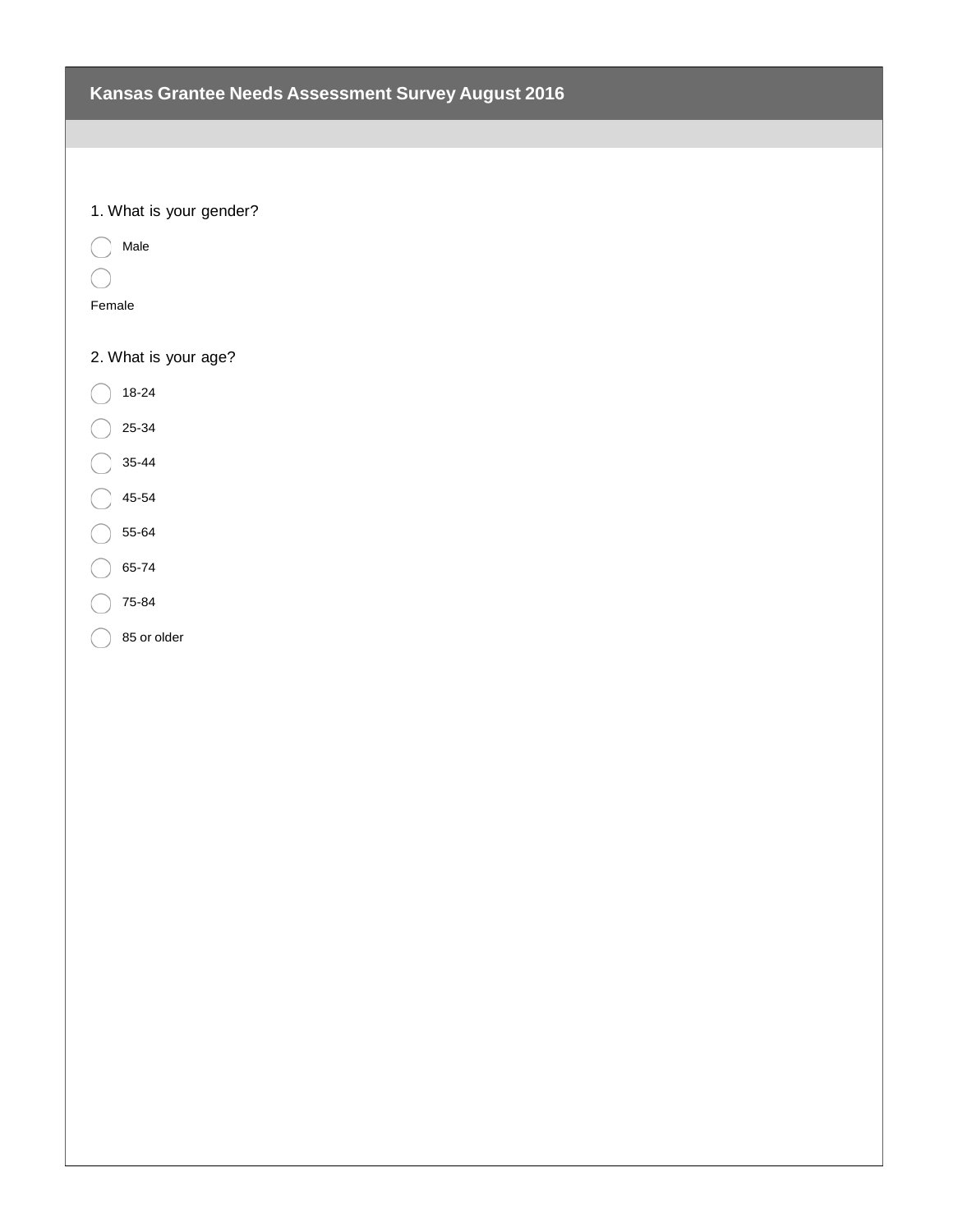## Kansas Grantee Needs Assessment Survey August 2016

1. What is your gender?

- ◯ Male
- ◯ Female

2. What is your age?

- ◯ 18-24
- ◯ 25-34
- ◯ 35-44
- ◯ 45-54
- ◯ 55-64
- ◯ 65-74
- ◯ 75-84
- ◯ 85 or older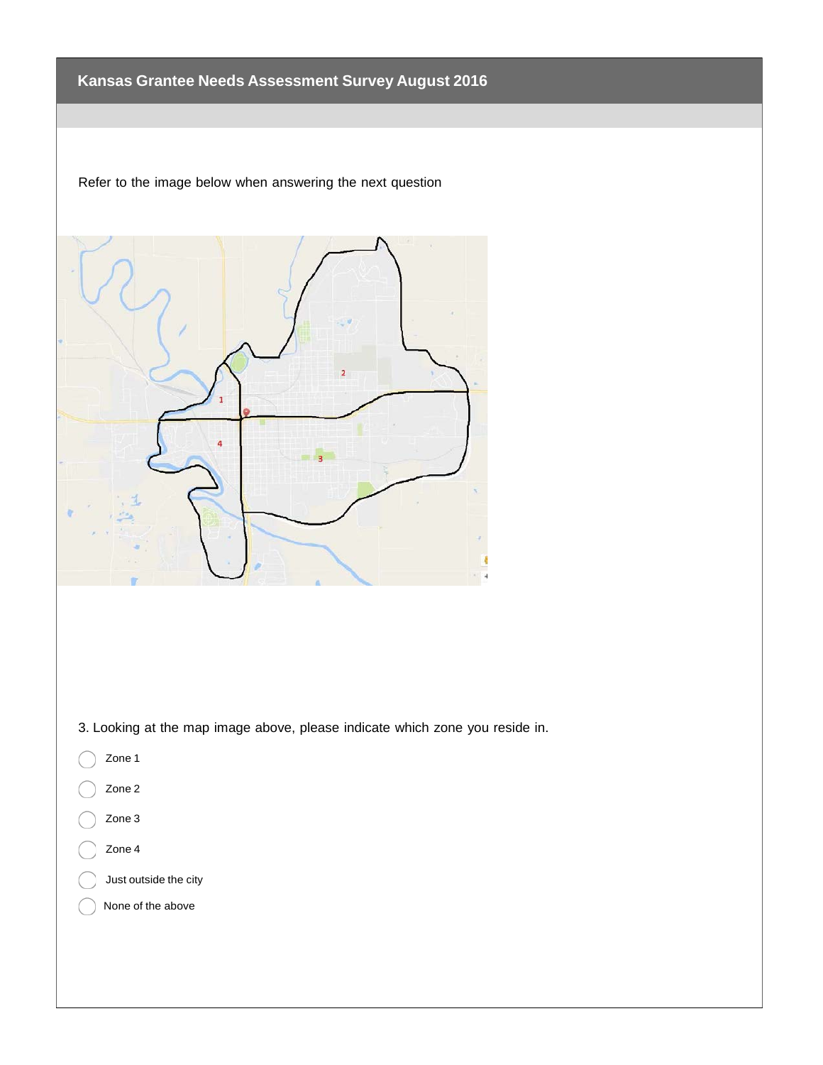## Kansas Grantee Needs Assessment Survey August 2016

Refer to the image below when answering the next question

3. Looking at the map image above, please indicate which zone you reside in.

- Zone 1
- Zone 2
- Zone 3
- Zone 4
- Just outside the city
- None of the above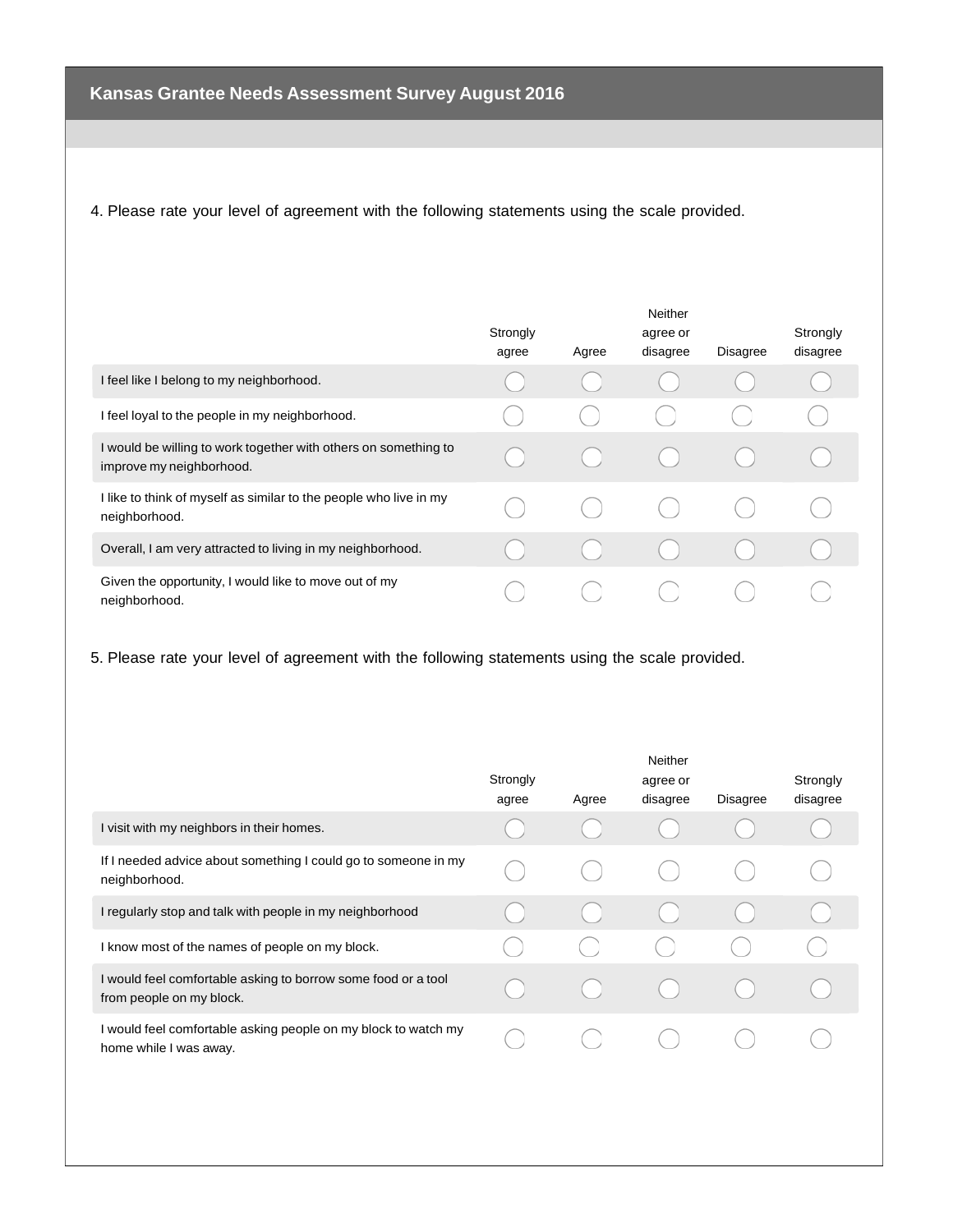## Kansas Grantee Needs Assessment Survey August 2016

4. Please rate your level of agreement with the following statements using the scale provided.

| | Strongly agree | Agree | Neither agree or disagree | Disagree | Strongly disagree |
|---|---|---|---|---|---|
| I feel like I belong to my neighborhood. | ◯ | ◯ | ◯ | ◯ | ◯ |
| I feel loyal to the people in my neighborhood. | ◯ | ◯ | ◯ | ◯ | ◯ |
| I would be willing to work together with others on something to improve my neighborhood. | ◯ | ◯ | ◯ | ◯ | ◯ |
| I like to think of myself as similar to the people who live in my neighborhood. | ◯ | ◯ | ◯ | ◯ | ◯ |
| Overall, I am very attracted to living in my neighborhood. | ◯ | ◯ | ◯ | ◯ | ◯ |
| Given the opportunity, I would like to move out of my neighborhood. | ◯ | ◯ | ◯ | ◯ | ◯ |

5. Please rate your level of agreement with the following statements using the scale provided.

| | Strongly agree | Agree | Neither agree or disagree | Disagree | Strongly disagree |
|---|---|---|---|---|---|
| I visit with my neighbors in their homes. | ◯ | ◯ | ◯ | ◯ | ◯ |
| If I needed advice about something I could go to someone in my neighborhood. | ◯ | ◯ | ◯ | ◯ | ◯ |
| I regularly stop and talk with people in my neighborhood | ◯ | ◯ | ◯ | ◯ | ◯ |
| I know most of the names of people on my block. | ◯ | ◯ | ◯ | ◯ | ◯ |
| I would feel comfortable asking to borrow some food or a tool from people on my block. | ◯ | ◯ | ◯ | ◯ | ◯ |
| I would feel comfortable asking people on my block to watch my home while I was away. | ◯ | ◯ | ◯ | ◯ | ◯ |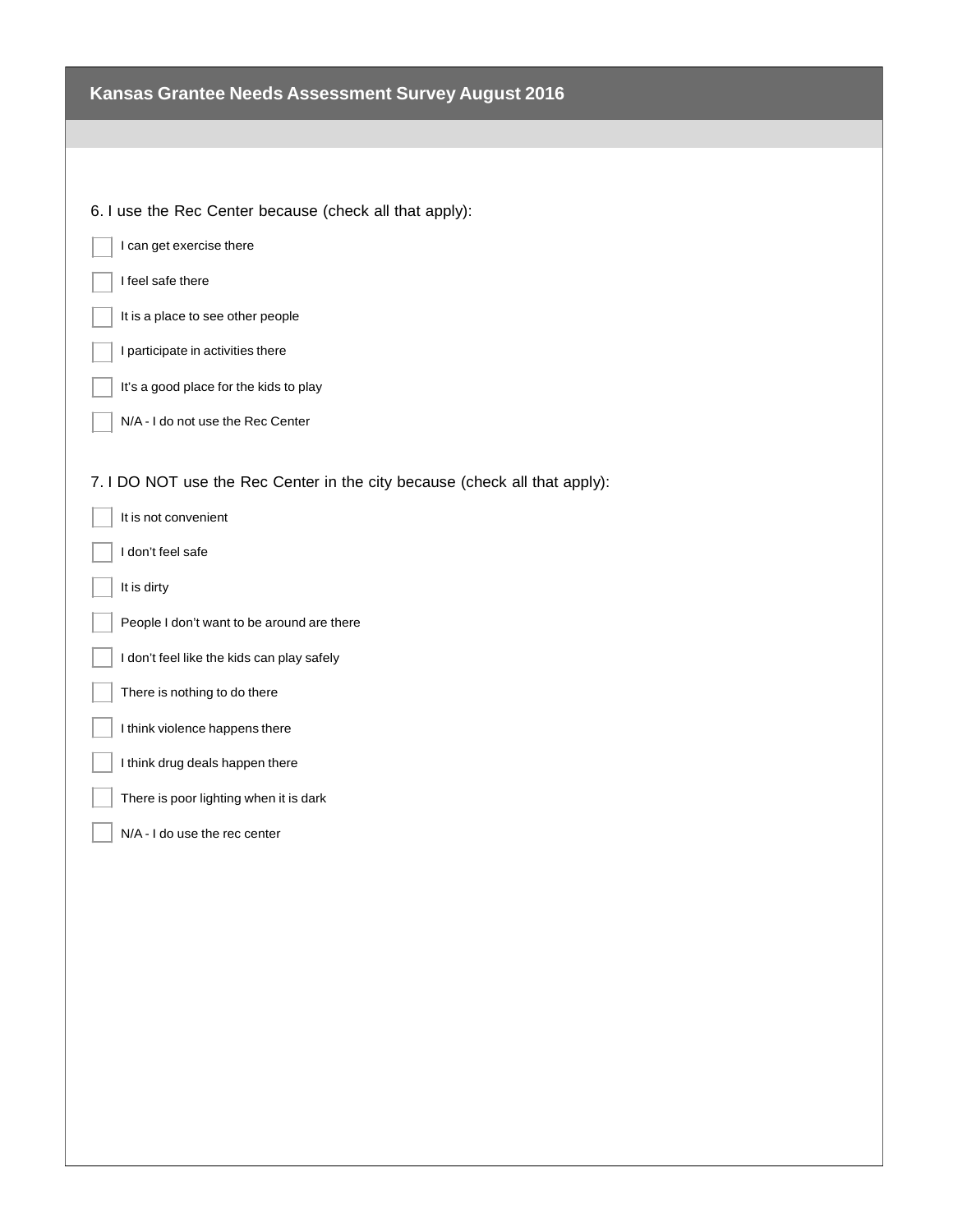## Kansas Grantee Needs Assessment Survey August 2016

6. I use the Rec Center because (check all that apply):

- [ ] I can get exercise there
- [ ] I feel safe there
- [ ] It is a place to see other people
- [ ] I participate in activities there
- [ ] It's a good place for the kids to play
- [ ] N/A - I do not use the Rec Center

7. I DO NOT use the Rec Center in the city because (check all that apply):

- [ ] It is not convenient
- [ ] I don't feel safe
- [ ] It is dirty
- [ ] People I don't want to be around are there
- [ ] I don't feel like the kids can play safely
- [ ] There is nothing to do there
- [ ] I think violence happens there
- [ ] I think drug deals happen there
- [ ] There is poor lighting when it is dark
- [ ] N/A - I do use the rec center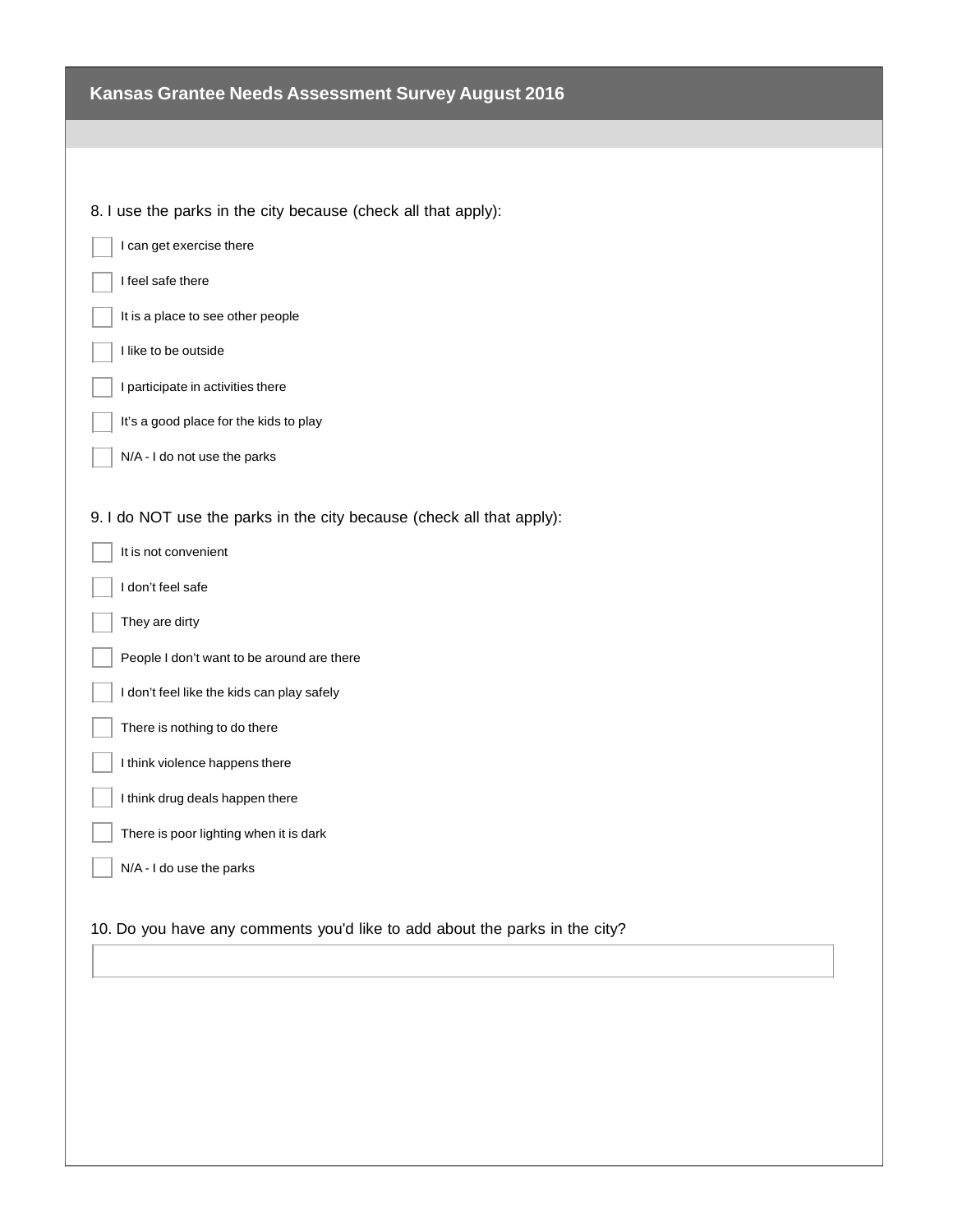## Kansas Grantee Needs Assessment Survey August 2016

8. I use the parks in the city because (check all that apply):

- [ ] I can get exercise there
- [ ] I feel safe there
- [ ] It is a place to see other people
- [ ] I like to be outside
- [ ] I participate in activities there
- [ ] It's a good place for the kids to play
- [ ] N/A - I do not use the parks

9. I do NOT use the parks in the city because (check all that apply):

- [ ] It is not convenient
- [ ] I don't feel safe
- [ ] They are dirty
- [ ] People I don't want to be around are there
- [ ] I don't feel like the kids can play safely
- [ ] There is nothing to do there
- [ ] I think violence happens there
- [ ] I think drug deals happen there
- [ ] There is poor lighting when it is dark
- [ ] N/A - I do use the parks

10. Do you have any comments you'd like to add about the parks in the city?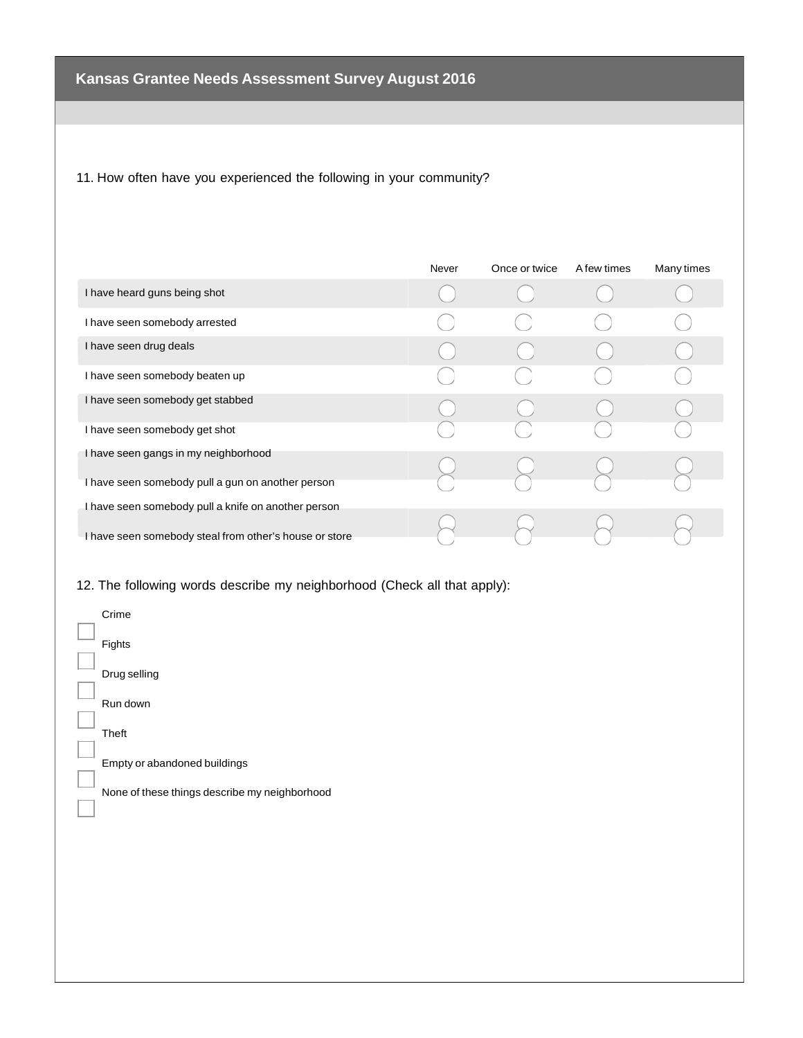## Kansas Grantee Needs Assessment Survey August 2016

11. How often have you experienced the following in your community?

| | Never | Once or twice | A few times | Many times |
|---|---|---|---|---|
| I have heard guns being shot | ◯ | ◯ | ◯ | ◯ |
| I have seen somebody arrested | ◯ | ◯ | ◯ | ◯ |
| I have seen drug deals | ◯ | ◯ | ◯ | ◯ |
| I have seen somebody beaten up | ◯ | ◯ | ◯ | ◯ |
| I have seen somebody get stabbed | ◯ | ◯ | ◯ | ◯ |
| I have seen somebody get shot | ◯ | ◯ | ◯ | ◯ |
| I have seen gangs in my neighborhood | ◯ | ◯ | ◯ | ◯ |
| I have seen somebody pull a gun on another person | ◯ | ◯ | ◯ | ◯ |
| I have seen somebody pull a knife on another person | ◯ | ◯ | ◯ | ◯ |
| I have seen somebody steal from other's house or store | ◯ | ◯ | ◯ | ◯ |

12. The following words describe my neighborhood (Check all that apply):

- ☐ Crime
- ☐ Fights
- ☐ Drug selling
- ☐ Run down
- ☐ Theft
- ☐ Empty or abandoned buildings
- ☐ None of these things describe my neighborhood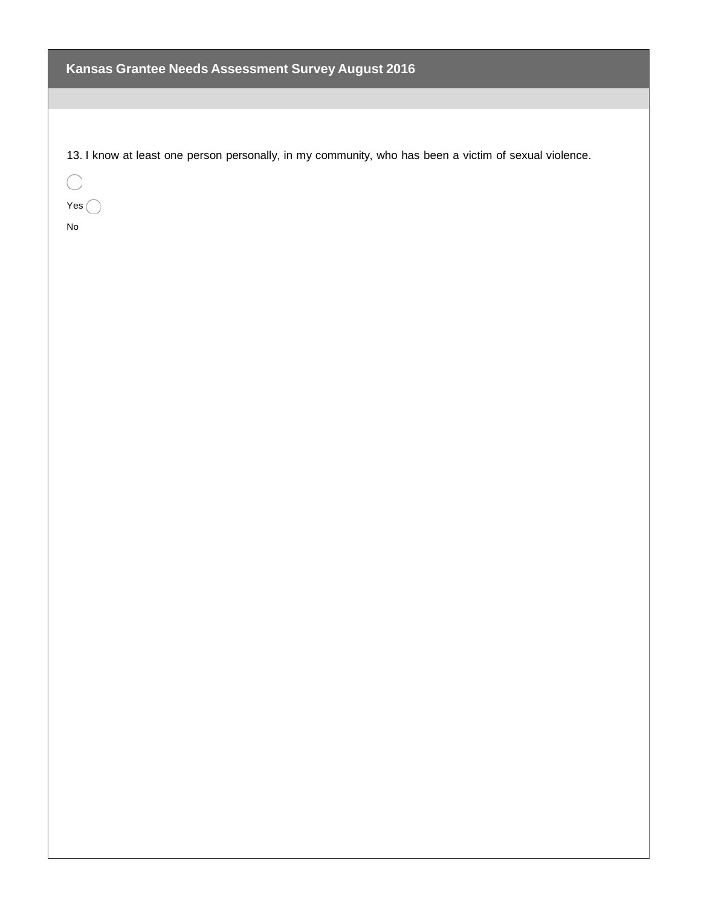## Kansas Grantee Needs Assessment Survey August 2016

13. I know at least one person personally, in my community, who has been a victim of sexual violence.

- Yes
- No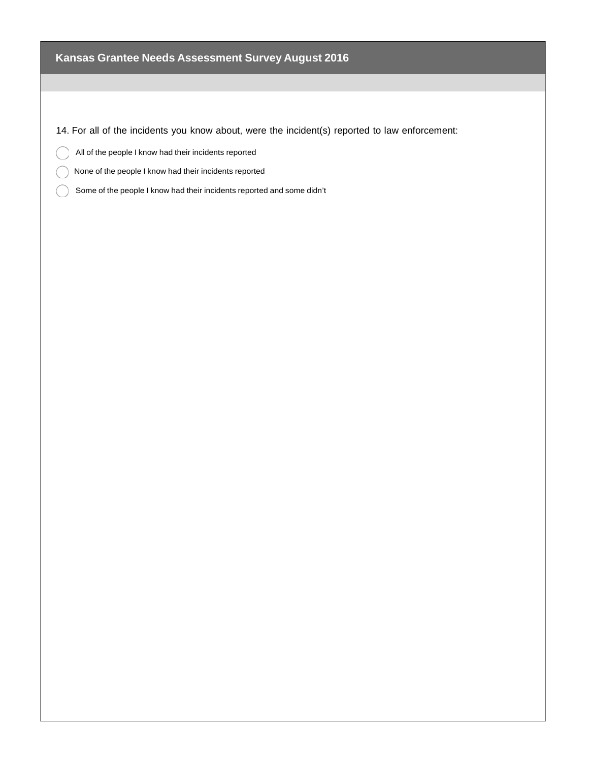14. For all of the incidents you know about, were the incident(s) reported to law enforcement:

- All of the people I know had their incidents reported
- None of the people I know had their incidents reported
- Some of the people I know had their incidents reported and some didn't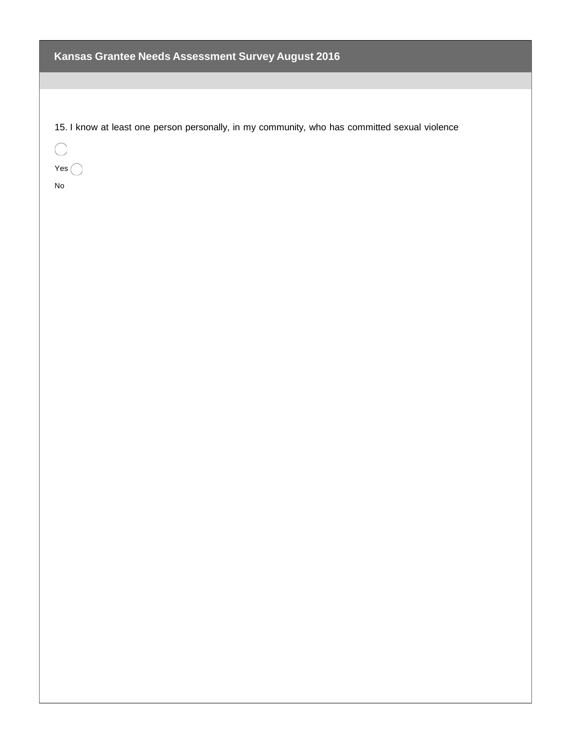## Kansas Grantee Needs Assessment Survey August 2016

15. I know at least one person personally, in my community, who has committed sexual violence

- Yes
- No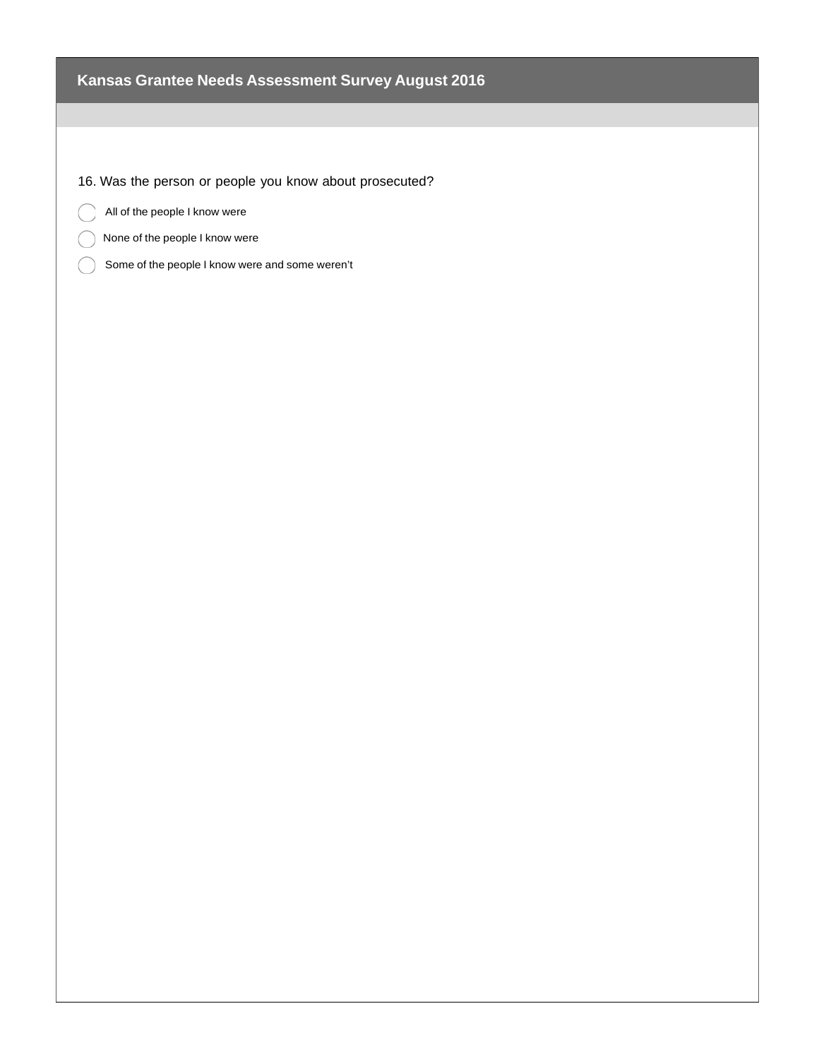16. Was the person or people you know about prosecuted?

- All of the people I know were
- None of the people I know were
- Some of the people I know were and some weren't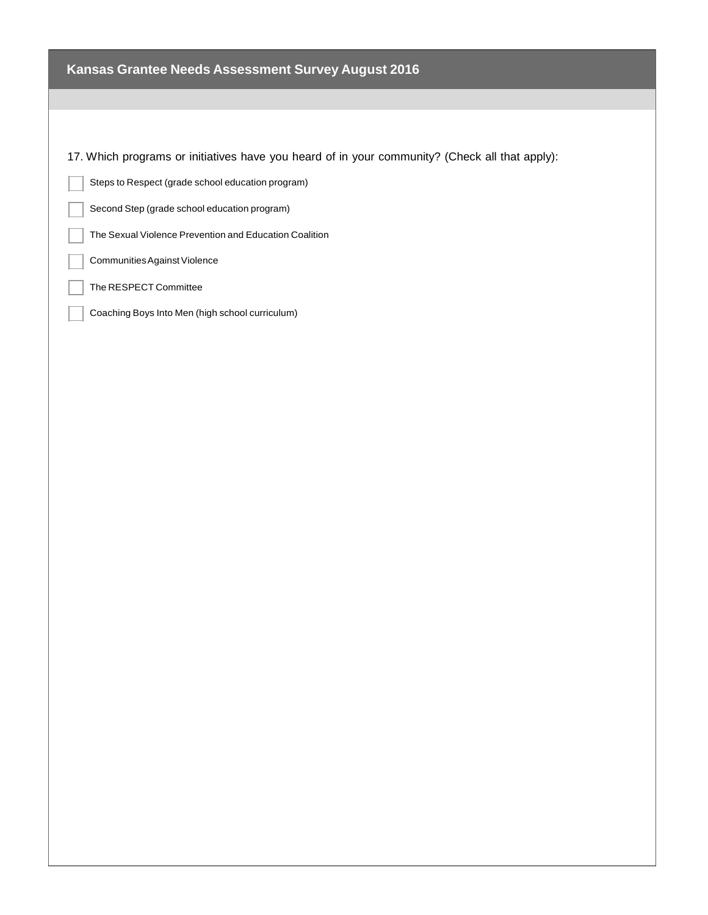# Kansas Grantee Needs Assessment Survey August 2016

17. Which programs or initiatives have you heard of in your community? (Check all that apply):

- [ ] Steps to Respect (grade school education program)
- [ ] Second Step (grade school education program)
- [ ] The Sexual Violence Prevention and Education Coalition
- [ ] Communities Against Violence
- [ ] The RESPECT Committee
- [ ] Coaching Boys Into Men (high school curriculum)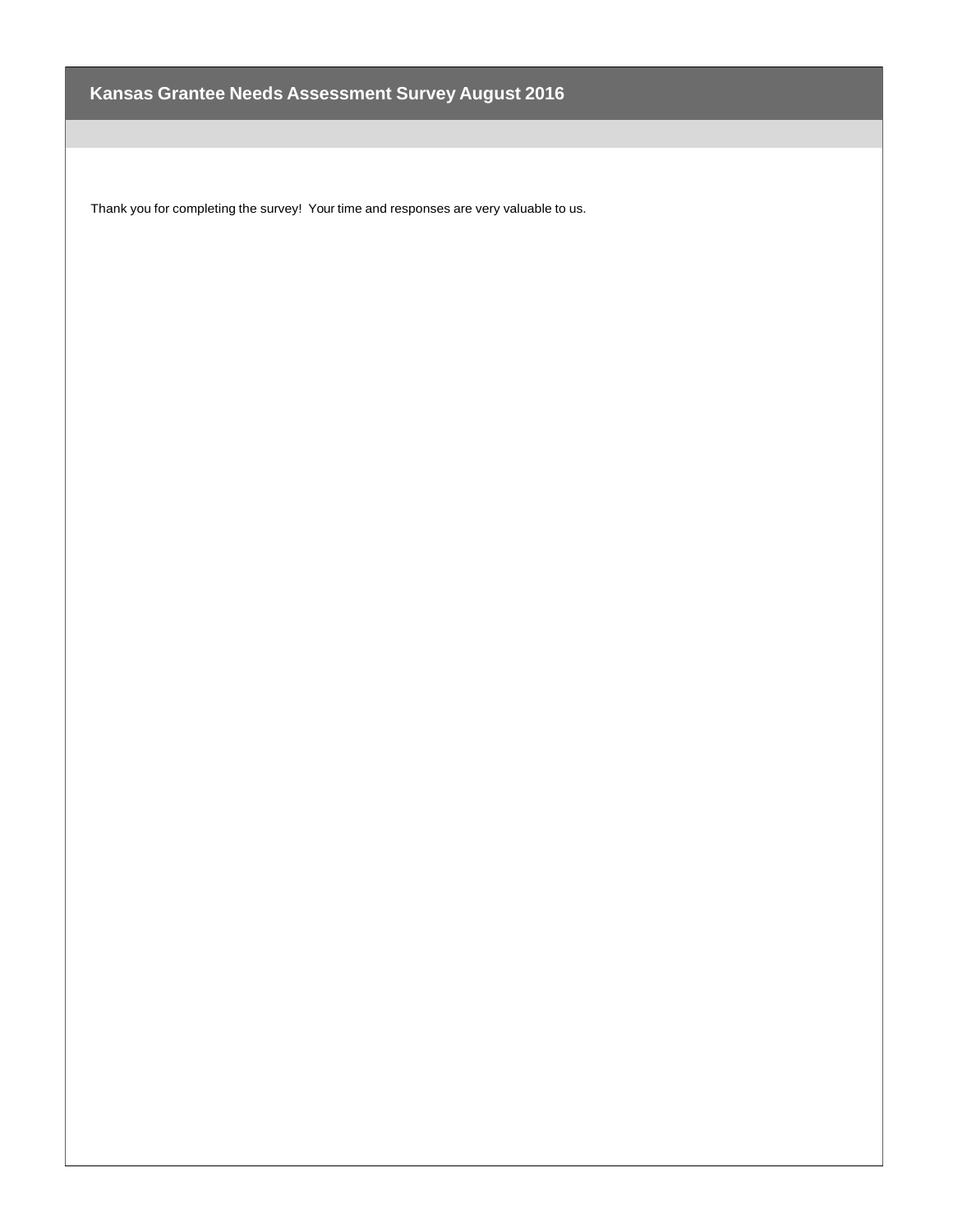## Kansas Grantee Needs Assessment Survey August 2016

Thank you for completing the survey! Your time and responses are very valuable to us.